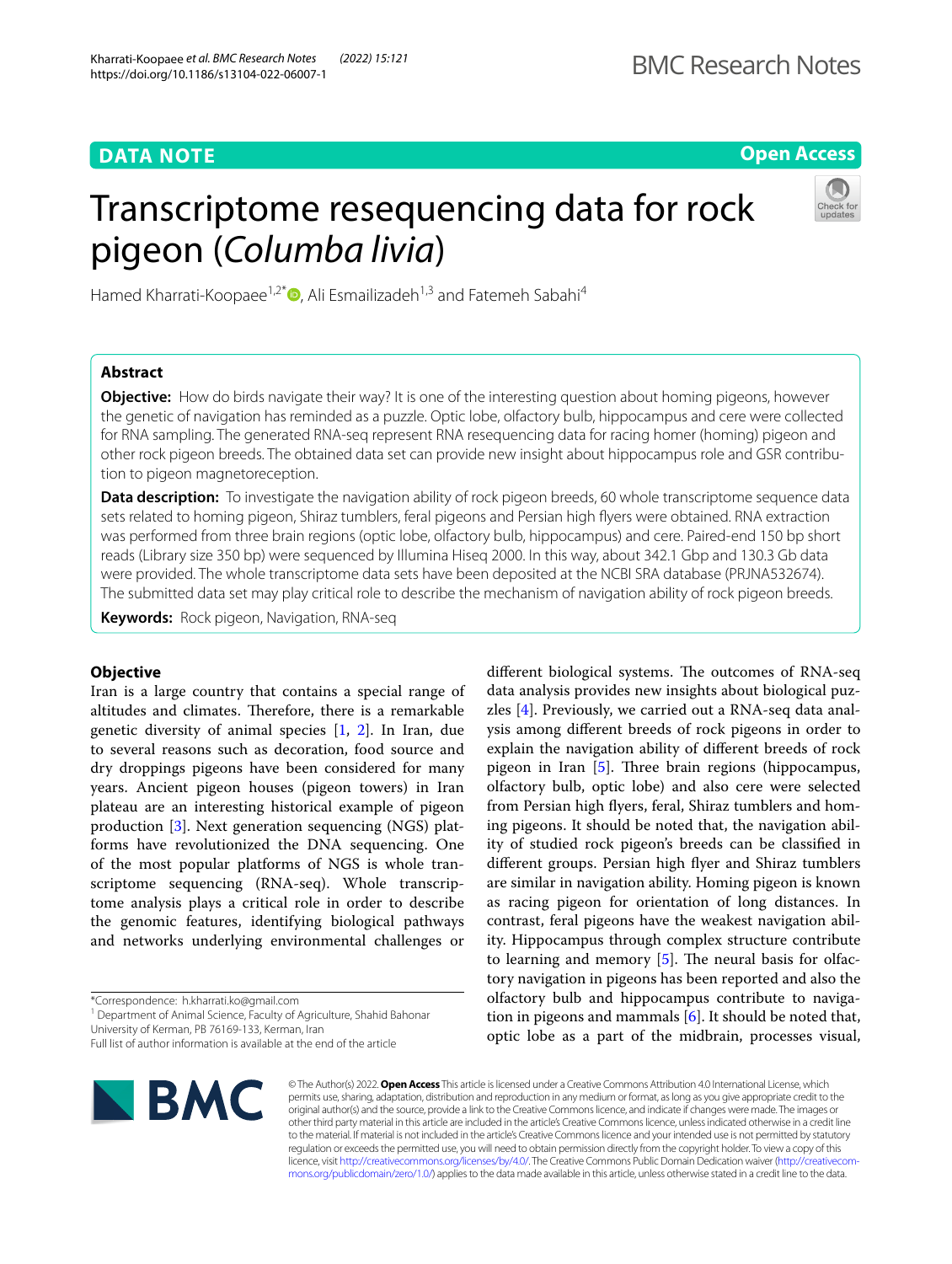DATA NOTE

Open Access

# Transcriptome resequencing data for rock pigeon (*Columba livia*)

Hamed Kharrati-Koopaee[1,2*], Ali Esmailizadeh[1,3] and Fatemeh Sabahi[4]

## Abstract

**Objective:** How do birds navigate their way? It is one of the interesting question about homing pigeons, however the genetic of navigation has reminded as a puzzle. Optic lobe, olfactory bulb, hippocampus and cere were collected for RNA sampling. The generated RNA-seq represent RNA resequencing data for racing homer (homing) pigeon and other rock pigeon breeds. The obtained data set can provide new insight about hippocampus role and GSR contribution to pigeon magnetoreception.

**Data description:** To investigate the navigation ability of rock pigeon breeds, 60 whole transcriptome sequence data sets related to homing pigeon, Shiraz tumblers, feral pigeons and Persian high flyers were obtained. RNA extraction was performed from three brain regions (optic lobe, olfactory bulb, hippocampus) and cere. Paired-end 150 bp short reads (Library size 350 bp) were sequenced by Illumina Hiseq 2000. In this way, about 342.1 Gbp and 130.3 Gb data were provided. The whole transcriptome data sets have been deposited at the NCBI SRA database (PRJNA532674). The submitted data set may play critical role to describe the mechanism of navigation ability of rock pigeon breeds.

**Keywords:** Rock pigeon, Navigation, RNA-seq

## Objective

Iran is a large country that contains a special range of altitudes and climates. Therefore, there is a remarkable genetic diversity of animal species [1, 2]. In Iran, due to several reasons such as decoration, food source and dry droppings pigeons have been considered for many years. Ancient pigeon houses (pigeon towers) in Iran plateau are an interesting historical example of pigeon production [3]. Next generation sequencing (NGS) platforms have revolutionized the DNA sequencing. One of the most popular platforms of NGS is whole transcriptome sequencing (RNA-seq). Whole transcriptome analysis plays a critical role to describe the genomic features, identifying biological pathways and networks underlying environmental challenges or different biological systems. The outcomes of RNA-seq data analysis provides new insights about biological puzzles [4]. Previously, we carried out a RNA-seq data analysis among different breeds of rock pigeons in order to explain the navigation ability of different breeds of rock pigeon in Iran [5]. Three brain regions (hippocampus, olfactory bulb, optic lobe) and also cere were selected from Persian high flyers, feral, Shiraz tumblers and homing pigeons. It should be noted that, the navigation ability of studied rock pigeon's breeds can be classified in different groups. Persian high flyer and Shiraz tumblers are similar in navigation ability. Homing pigeon is known as racing pigeon for orientation of long distances. In contrast, feral pigeons have the weakest navigation ability. Hippocampus through complex structure contribute to learning and memory [5]. The neural basis for olfactory navigation in pigeons has been reported and also the olfactory bulb and hippocampus contribute to navigation in pigeons and mammals [6]. It should be noted that, optic lobe as a part of the midbrain, processes visual,

*Correspondence: h.kharrati.ko@gmail.com
[1] Department of Animal Science, Faculty of Agriculture, Shahid Bahonar University of Kerman, PB 76169-133, Kerman, Iran
Full list of author information is available at the end of the article

© The Author(s) 2022. **Open Access** This article is licensed under a Creative Commons Attribution 4.0 International License, which permits use, sharing, adaptation, distribution and reproduction in any medium or format, as long as you give appropriate credit to the original author(s) and the source, provide a link to the Creative Commons licence, and indicate if changes were made. The images or other third party material in this article are included in the article's Creative Commons licence, unless indicated otherwise in a credit line to the material. If material is not included in the article's Creative Commons licence and your intended use is not permitted by statutory regulation or exceeds the permitted use, you will need to obtain permission directly from the copyright holder. To view a copy of this licence, visit http://creativecommons.org/licenses/by/4.0/. The Creative Commons Public Domain Dedication waiver (http://creativecommons.org/publicdomain/zero/1.0/) applies to the data made available in this article, unless otherwise stated in a credit line to the data.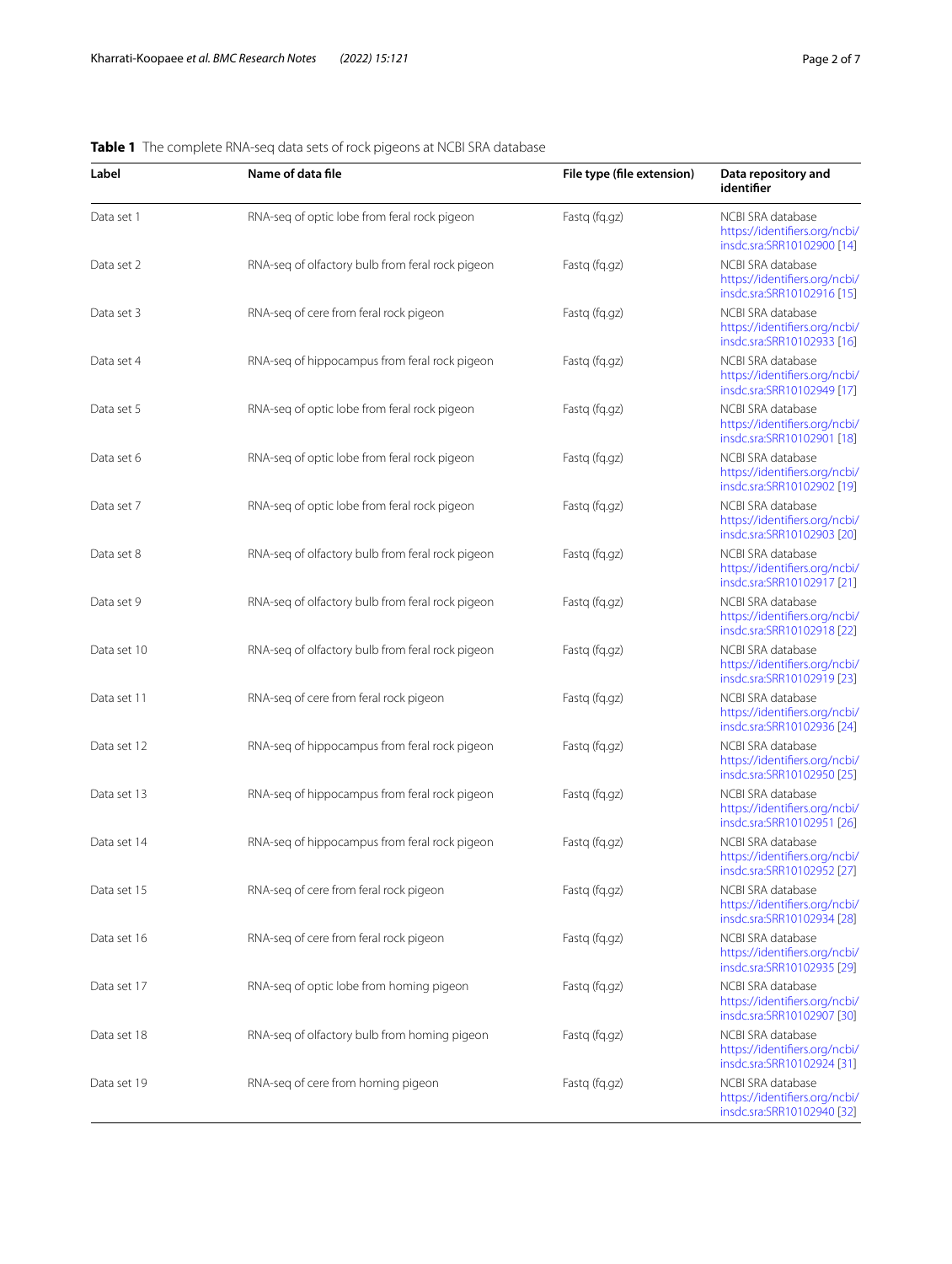**Table 1** The complete RNA-seq data sets of rock pigeons at NCBI SRA database

| Label | Name of data file | File type (file extension) | Data repository and identifier |
|---|---|---|---|
| Data set 1 | RNA-seq of optic lobe from feral rock pigeon | Fastq (fq.gz) | NCBI SRA database https://identifiers.org/ncbi/insdc.sra:SRR10102900 [14] |
| Data set 2 | RNA-seq of olfactory bulb from feral rock pigeon | Fastq (fq.gz) | NCBI SRA database https://identifiers.org/ncbi/insdc.sra:SRR10102916 [15] |
| Data set 3 | RNA-seq of cere from feral rock pigeon | Fastq (fq.gz) | NCBI SRA database https://identifiers.org/ncbi/insdc.sra:SRR10102933 [16] |
| Data set 4 | RNA-seq of hippocampus from feral rock pigeon | Fastq (fq.gz) | NCBI SRA database https://identifiers.org/ncbi/insdc.sra:SRR10102949 [17] |
| Data set 5 | RNA-seq of optic lobe from feral rock pigeon | Fastq (fq.gz) | NCBI SRA database https://identifiers.org/ncbi/insdc.sra:SRR10102901 [18] |
| Data set 6 | RNA-seq of optic lobe from feral rock pigeon | Fastq (fq.gz) | NCBI SRA database https://identifiers.org/ncbi/insdc.sra:SRR10102902 [19] |
| Data set 7 | RNA-seq of optic lobe from feral rock pigeon | Fastq (fq.gz) | NCBI SRA database https://identifiers.org/ncbi/insdc.sra:SRR10102903 [20] |
| Data set 8 | RNA-seq of olfactory bulb from feral rock pigeon | Fastq (fq.gz) | NCBI SRA database https://identifiers.org/ncbi/insdc.sra:SRR10102917 [21] |
| Data set 9 | RNA-seq of olfactory bulb from feral rock pigeon | Fastq (fq.gz) | NCBI SRA database https://identifiers.org/ncbi/insdc.sra:SRR10102918 [22] |
| Data set 10 | RNA-seq of olfactory bulb from feral rock pigeon | Fastq (fq.gz) | NCBI SRA database https://identifiers.org/ncbi/insdc.sra:SRR10102919 [23] |
| Data set 11 | RNA-seq of cere from feral rock pigeon | Fastq (fq.gz) | NCBI SRA database https://identifiers.org/ncbi/insdc.sra:SRR10102936 [24] |
| Data set 12 | RNA-seq of hippocampus from feral rock pigeon | Fastq (fq.gz) | NCBI SRA database https://identifiers.org/ncbi/insdc.sra:SRR10102950 [25] |
| Data set 13 | RNA-seq of hippocampus from feral rock pigeon | Fastq (fq.gz) | NCBI SRA database https://identifiers.org/ncbi/insdc.sra:SRR10102951 [26] |
| Data set 14 | RNA-seq of hippocampus from feral rock pigeon | Fastq (fq.gz) | NCBI SRA database https://identifiers.org/ncbi/insdc.sra:SRR10102952 [27] |
| Data set 15 | RNA-seq of cere from feral rock pigeon | Fastq (fq.gz) | NCBI SRA database https://identifiers.org/ncbi/insdc.sra:SRR10102934 [28] |
| Data set 16 | RNA-seq of cere from feral rock pigeon | Fastq (fq.gz) | NCBI SRA database https://identifiers.org/ncbi/insdc.sra:SRR10102935 [29] |
| Data set 17 | RNA-seq of optic lobe from homing pigeon | Fastq (fq.gz) | NCBI SRA database https://identifiers.org/ncbi/insdc.sra:SRR10102907 [30] |
| Data set 18 | RNA-seq of olfactory bulb from homing pigeon | Fastq (fq.gz) | NCBI SRA database https://identifiers.org/ncbi/insdc.sra:SRR10102924 [31] |
| Data set 19 | RNA-seq of cere from homing pigeon | Fastq (fq.gz) | NCBI SRA database https://identifiers.org/ncbi/insdc.sra:SRR10102940 [32] |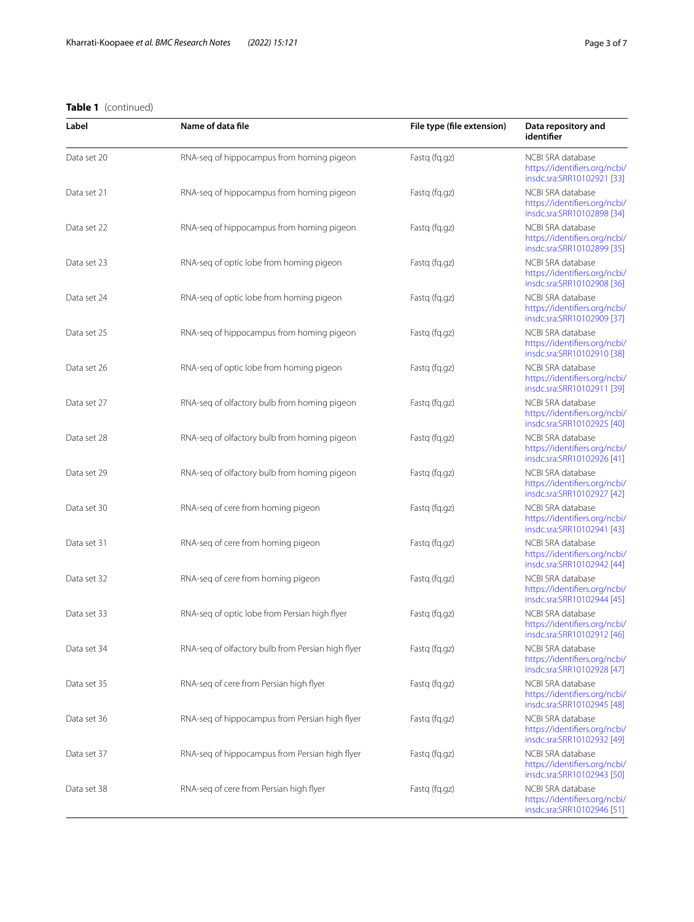**Table 1** (continued)

| Label | Name of data file | File type (file extension) | Data repository and identifier |
| --- | --- | --- | --- |
| Data set 20 | RNA-seq of hippocampus from homing pigeon | Fastq (fq.gz) | NCBI SRA database https://identifiers.org/ncbi/insdc.sra:SRR10102921 [33] |
| Data set 21 | RNA-seq of hippocampus from homing pigeon | Fastq (fq.gz) | NCBI SRA database https://identifiers.org/ncbi/insdc.sra:SRR10102898 [34] |
| Data set 22 | RNA-seq of hippocampus from homing pigeon | Fastq (fq.gz) | NCBI SRA database https://identifiers.org/ncbi/insdc.sra:SRR10102899 [35] |
| Data set 23 | RNA-seq of optic lobe from homing pigeon | Fastq (fq.gz) | NCBI SRA database https://identifiers.org/ncbi/insdc.sra:SRR10102908 [36] |
| Data set 24 | RNA-seq of optic lobe from homing pigeon | Fastq (fq.gz) | NCBI SRA database https://identifiers.org/ncbi/insdc.sra:SRR10102909 [37] |
| Data set 25 | RNA-seq of hippocampus from homing pigeon | Fastq (fq.gz) | NCBI SRA database https://identifiers.org/ncbi/insdc.sra:SRR10102910 [38] |
| Data set 26 | RNA-seq of optic lobe from homing pigeon | Fastq (fq.gz) | NCBI SRA database https://identifiers.org/ncbi/insdc.sra:SRR10102911 [39] |
| Data set 27 | RNA-seq of olfactory bulb from homing pigeon | Fastq (fq.gz) | NCBI SRA database https://identifiers.org/ncbi/insdc.sra:SRR10102925 [40] |
| Data set 28 | RNA-seq of olfactory bulb from homing pigeon | Fastq (fq.gz) | NCBI SRA database https://identifiers.org/ncbi/insdc.sra:SRR10102926 [41] |
| Data set 29 | RNA-seq of olfactory bulb from homing pigeon | Fastq (fq.gz) | NCBI SRA database https://identifiers.org/ncbi/insdc.sra:SRR10102927 [42] |
| Data set 30 | RNA-seq of cere from homing pigeon | Fastq (fq.gz) | NCBI SRA database https://identifiers.org/ncbi/insdc.sra:SRR10102941 [43] |
| Data set 31 | RNA-seq of cere from homing pigeon | Fastq (fq.gz) | NCBI SRA database https://identifiers.org/ncbi/insdc.sra:SRR10102942 [44] |
| Data set 32 | RNA-seq of cere from homing pigeon | Fastq (fq.gz) | NCBI SRA database https://identifiers.org/ncbi/insdc.sra:SRR10102944 [45] |
| Data set 33 | RNA-seq of optic lobe from Persian high flyer | Fastq (fq.gz) | NCBI SRA database https://identifiers.org/ncbi/insdc.sra:SRR10102912 [46] |
| Data set 34 | RNA-seq of olfactory bulb from Persian high flyer | Fastq (fq.gz) | NCBI SRA database https://identifiers.org/ncbi/insdc.sra:SRR10102928 [47] |
| Data set 35 | RNA-seq of cere from Persian high flyer | Fastq (fq.gz) | NCBI SRA database https://identifiers.org/ncbi/insdc.sra:SRR10102945 [48] |
| Data set 36 | RNA-seq of hippocampus from Persian high flyer | Fastq (fq.gz) | NCBI SRA database https://identifiers.org/ncbi/insdc.sra:SRR10102932 [49] |
| Data set 37 | RNA-seq of hippocampus from Persian high flyer | Fastq (fq.gz) | NCBI SRA database https://identifiers.org/ncbi/insdc.sra:SRR10102943 [50] |
| Data set 38 | RNA-seq of cere from Persian high flyer | Fastq (fq.gz) | NCBI SRA database https://identifiers.org/ncbi/insdc.sra:SRR10102946 [51] |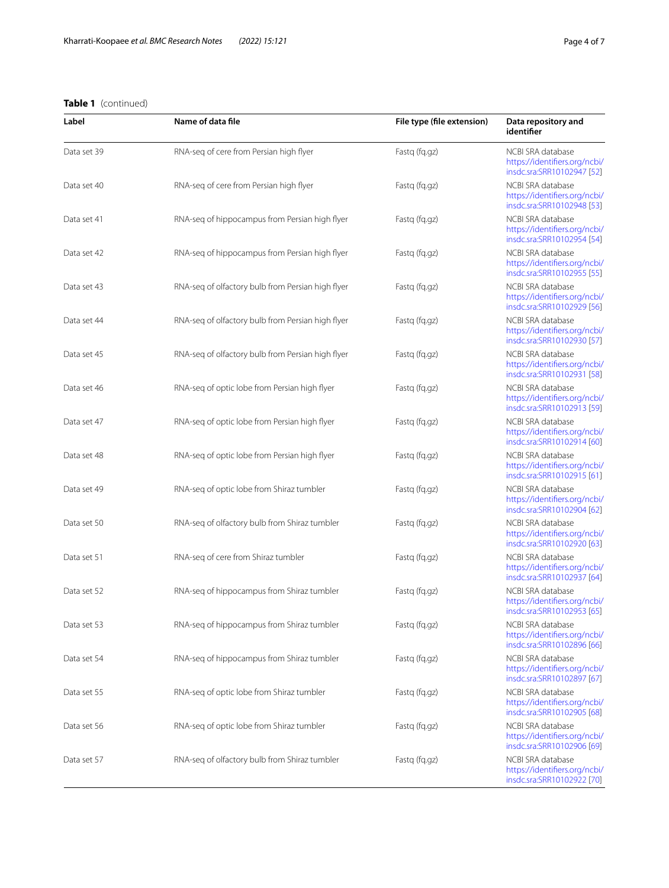**Table 1** (continued)

| Label | Name of data file | File type (file extension) | Data repository and identifier |
|---|---|---|---|
| Data set 39 | RNA-seq of cere from Persian high flyer | Fastq (fq.gz) | NCBI SRA database https://identifiers.org/ncbi/insdc.sra:SRR10102947 [52] |
| Data set 40 | RNA-seq of cere from Persian high flyer | Fastq (fq.gz) | NCBI SRA database https://identifiers.org/ncbi/insdc.sra:SRR10102948 [53] |
| Data set 41 | RNA-seq of hippocampus from Persian high flyer | Fastq (fq.gz) | NCBI SRA database https://identifiers.org/ncbi/insdc.sra:SRR10102954 [54] |
| Data set 42 | RNA-seq of hippocampus from Persian high flyer | Fastq (fq.gz) | NCBI SRA database https://identifiers.org/ncbi/insdc.sra:SRR10102955 [55] |
| Data set 43 | RNA-seq of olfactory bulb from Persian high flyer | Fastq (fq.gz) | NCBI SRA database https://identifiers.org/ncbi/insdc.sra:SRR10102929 [56] |
| Data set 44 | RNA-seq of olfactory bulb from Persian high flyer | Fastq (fq.gz) | NCBI SRA database https://identifiers.org/ncbi/insdc.sra:SRR10102930 [57] |
| Data set 45 | RNA-seq of olfactory bulb from Persian high flyer | Fastq (fq.gz) | NCBI SRA database https://identifiers.org/ncbi/insdc.sra:SRR10102931 [58] |
| Data set 46 | RNA-seq of optic lobe from Persian high flyer | Fastq (fq.gz) | NCBI SRA database https://identifiers.org/ncbi/insdc.sra:SRR10102913 [59] |
| Data set 47 | RNA-seq of optic lobe from Persian high flyer | Fastq (fq.gz) | NCBI SRA database https://identifiers.org/ncbi/insdc.sra:SRR10102914 [60] |
| Data set 48 | RNA-seq of optic lobe from Persian high flyer | Fastq (fq.gz) | NCBI SRA database https://identifiers.org/ncbi/insdc.sra:SRR10102915 [61] |
| Data set 49 | RNA-seq of optic lobe from Shiraz tumbler | Fastq (fq.gz) | NCBI SRA database https://identifiers.org/ncbi/insdc.sra:SRR10102904 [62] |
| Data set 50 | RNA-seq of olfactory bulb from Shiraz tumbler | Fastq (fq.gz) | NCBI SRA database https://identifiers.org/ncbi/insdc.sra:SRR10102920 [63] |
| Data set 51 | RNA-seq of cere from Shiraz tumbler | Fastq (fq.gz) | NCBI SRA database https://identifiers.org/ncbi/insdc.sra:SRR10102937 [64] |
| Data set 52 | RNA-seq of hippocampus from Shiraz tumbler | Fastq (fq.gz) | NCBI SRA database https://identifiers.org/ncbi/insdc.sra:SRR10102953 [65] |
| Data set 53 | RNA-seq of hippocampus from Shiraz tumbler | Fastq (fq.gz) | NCBI SRA database https://identifiers.org/ncbi/insdc.sra:SRR10102896 [66] |
| Data set 54 | RNA-seq of hippocampus from Shiraz tumbler | Fastq (fq.gz) | NCBI SRA database https://identifiers.org/ncbi/insdc.sra:SRR10102897 [67] |
| Data set 55 | RNA-seq of optic lobe from Shiraz tumbler | Fastq (fq.gz) | NCBI SRA database https://identifiers.org/ncbi/insdc.sra:SRR10102905 [68] |
| Data set 56 | RNA-seq of optic lobe from Shiraz tumbler | Fastq (fq.gz) | NCBI SRA database https://identifiers.org/ncbi/insdc.sra:SRR10102906 [69] |
| Data set 57 | RNA-seq of olfactory bulb from Shiraz tumbler | Fastq (fq.gz) | NCBI SRA database https://identifiers.org/ncbi/insdc.sra:SRR10102922 [70] |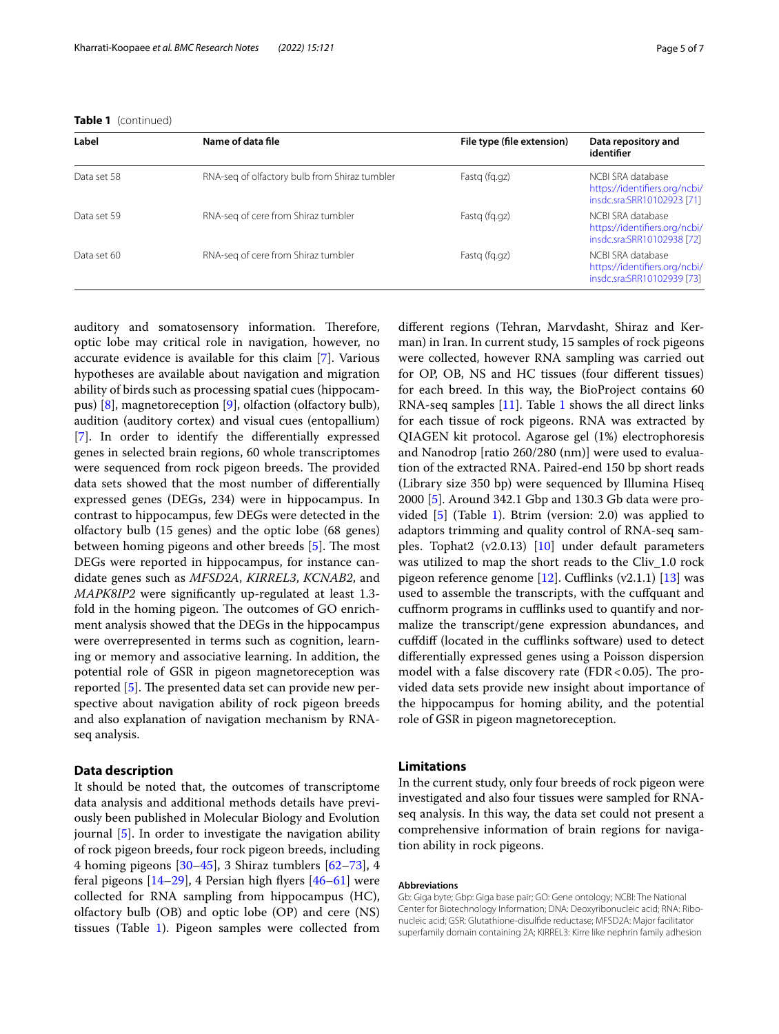**Table 1** (continued)

| Label | Name of data file | File type (file extension) | Data repository and identifier |
|---|---|---|---|
| Data set 58 | RNA-seq of olfactory bulb from Shiraz tumbler | Fastq (fq.gz) | NCBI SRA database https://identifiers.org/ncbi/insdc.sra:SRR10102923 [71] |
| Data set 59 | RNA-seq of cere from Shiraz tumbler | Fastq (fq.gz) | NCBI SRA database https://identifiers.org/ncbi/insdc.sra:SRR10102938 [72] |
| Data set 60 | RNA-seq of cere from Shiraz tumbler | Fastq (fq.gz) | NCBI SRA database https://identifiers.org/ncbi/insdc.sra:SRR10102939 [73] |

auditory and somatosensory information. Therefore, optic lobe may critical role in navigation, however, no accurate evidence is available for this claim [7]. Various hypotheses are available about navigation and migration ability of birds such as processing spatial cues (hippocampus) [8], magnetoreception [9], olfaction (olfactory bulb), audition (auditory cortex) and visual cues (entopallium) [7]. In order to identify the differentially expressed genes in selected brain regions, 60 whole transcriptomes were sequenced from rock pigeon breeds. The provided data sets showed that the most number of differentially expressed genes (DEGs, 234) were in hippocampus. In contrast to hippocampus, few DEGs were detected in the olfactory bulb (15 genes) and the optic lobe (68 genes) between homing pigeons and other breeds [5]. The most DEGs were reported in hippocampus, for instance candidate genes such as *MFSD2A*, *KIRREL3*, *KCNAB2*, and *MAPK8IP2* were significantly up-regulated at least 1.3-fold in the homing pigeon. The outcomes of GO enrichment analysis showed that the DEGs in the hippocampus were overrepresented in terms such as cognition, learning or memory and associative learning. In addition, the potential role of GSR in pigeon magnetoreception was reported [5]. The presented data set can provide new perspective about navigation ability of rock pigeon breeds and also explanation of navigation mechanism by RNA-seq analysis.

## Data description

It should be noted that, the outcomes of transcriptome data analysis and additional methods details have previously been published in Molecular Biology and Evolution journal [5]. In order to investigate the navigation ability of rock pigeon breeds, four rock pigeon breeds, including 4 homing pigeons [30–45], 3 Shiraz tumblers [62–73], 4 feral pigeons [14–29], 4 Persian high flyers [46–61] were collected for RNA sampling from hippocampus (HC), olfactory bulb (OB) and optic lobe (OP) and cere (NS) tissues (Table 1). Pigeon samples were collected from different regions (Tehran, Marvdasht, Shiraz and Kerman) in Iran. In current study, 15 samples of rock pigeons were collected, however RNA sampling was carried out for OP, OB, NS and HC tissues (four different tissues) for each breed. In this way, the BioProject contains 60 RNA-seq samples [11]. Table 1 shows the all direct links for each tissue of rock pigeons. RNA was extracted by QIAGEN kit protocol. Agarose gel (1%) electrophoresis and Nanodrop [ratio 260/280 (nm)] were used to evaluation of the extracted RNA. Paired-end 150 bp short reads (Library size 350 bp) were sequenced by Illumina Hiseq 2000 [5]. Around 342.1 Gbp and 130.3 Gb data were provided [5] (Table 1). Btrim (version: 2.0) was applied to adaptors trimming and quality control of RNA-seq samples. Tophat2 (v2.0.13) [10] under default parameters was utilized to map the short reads to the Cliv_1.0 rock pigeon reference genome [12]. Cufflinks (v2.1.1) [13] was used to assemble the transcripts, with the cuffquant and cuffnorm programs in cufflinks used to quantify and normalize the transcript/gene expression abundances, and cuffdiff (located in the cufflinks software) used to detect differentially expressed genes using a Poisson dispersion model with a false discovery rate (FDR < 0.05). The provided data sets provide new insight about importance of the hippocampus for homing ability, and the potential role of GSR in pigeon magnetoreception.

## Limitations

In the current study, only four breeds of rock pigeon were investigated and also four tissues were sampled for RNA-seq analysis. In this way, the data set could not present a comprehensive information of brain regions for navigation ability in rock pigeons.

#### Abbreviations

Gb: Giga byte; Gbp: Giga base pair; GO: Gene ontology; NCBI: The National Center for Biotechnology Information; DNA: Deoxyribonucleic acid; RNA: Ribonucleic acid; GSR: Glutathione-disulfide reductase; MFSD2A: Major facilitator superfamily domain containing 2A; KIRREL3: Kirre like nephrin family adhesion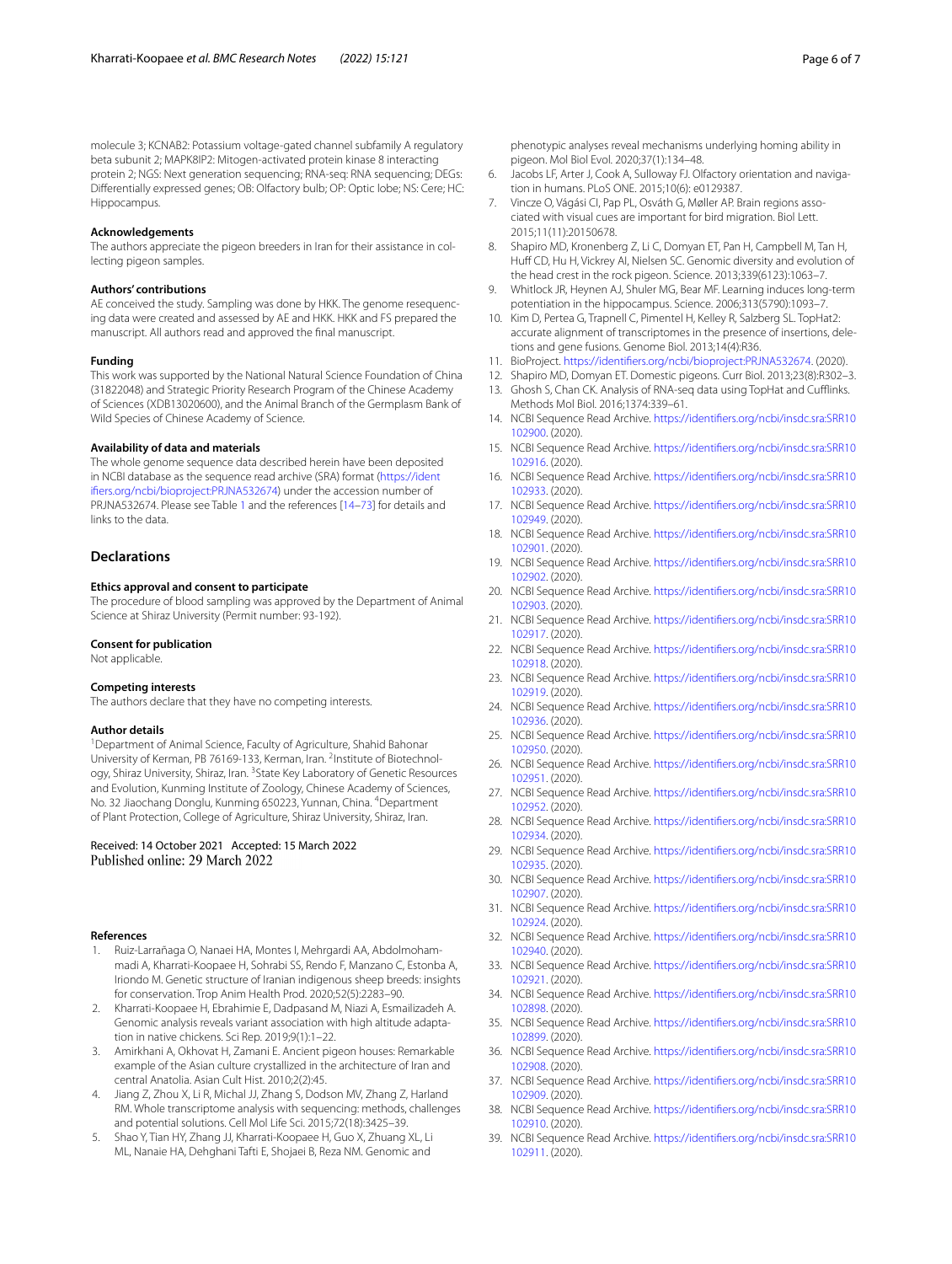molecule 3; KCNAB2: Potassium voltage-gated channel subfamily A regulatory beta subunit 2; MAPK8IP2: Mitogen-activated protein kinase 8 interacting protein 2; NGS: Next generation sequencing; RNA-seq: RNA sequencing; DEGs: Differentially expressed genes; OB: Olfactory bulb; OP: Optic lobe; NS: Cere; HC: Hippocampus.

### Acknowledgements

The authors appreciate the pigeon breeders in Iran for their assistance in collecting pigeon samples.

### Authors' contributions

AE conceived the study. Sampling was done by HKK. The genome resequencing data were created and assessed by AE and HKK. HKK and FS prepared the manuscript. All authors read and approved the final manuscript.

### Funding

This work was supported by the National Natural Science Foundation of China (31822048) and Strategic Priority Research Program of the Chinese Academy of Sciences (XDB13020600), and the Animal Branch of the Germplasm Bank of Wild Species of Chinese Academy of Science.

### Availability of data and materials

The whole genome sequence data described herein have been deposited in NCBI database as the sequence read archive (SRA) format (https://identifiers.org/ncbi/bioproject:PRJNA532674) under the accession number of PRJNA532674. Please see Table 1 and the references [14–73] for details and links to the data.

## Declarations

### Ethics approval and consent to participate

The procedure of blood sampling was approved by the Department of Animal Science at Shiraz University (Permit number: 93-192).

### Consent for publication

Not applicable.

### Competing interests

The authors declare that they have no competing interests.

### Author details

[1]Department of Animal Science, Faculty of Agriculture, Shahid Bahonar University of Kerman, PB 76169-133, Kerman, Iran. [2]Institute of Biotechnology, Shiraz University, Shiraz, Iran. [3]State Key Laboratory of Genetic Resources and Evolution, Kunming Institute of Zoology, Chinese Academy of Sciences, No. 32 Jiaochang Donglu, Kunming 650223, Yunnan, China. [4]Department of Plant Protection, College of Agriculture, Shiraz University, Shiraz, Iran.

Received: 14 October 2021 Accepted: 15 March 2022
Published online: 29 March 2022

### References

1. Ruiz-Larrañaga O, Nanaei HA, Montes I, Mehrgardi AA, Abdolmohammadi A, Kharrati-Koopaee H, Sohrabi SS, Rendo F, Manzano C, Estonba A, Iriondo M. Genetic structure of Iranian indigenous sheep breeds: insights for conservation. Trop Anim Health Prod. 2020;52(5):2283–90.
2. Kharrati-Koopaee H, Ebrahimie E, Dadpasand M, Niazi A, Esmailizadeh A. Genomic analysis reveals variant association with high altitude adaptation in native chickens. Sci Rep. 2019;9(1):1–22.
3. Amirkhani A, Okhovat H, Zamani E. Ancient pigeon houses: Remarkable example of the Asian culture crystallized in the architecture of Iran and central Anatolia. Asian Cult Hist. 2010;2(2):45.
4. Jiang Z, Zhou X, Li R, Michal JJ, Zhang S, Dodson MV, Zhang Z, Harland RM. Whole transcriptome analysis with sequencing: methods, challenges and potential solutions. Cell Mol Life Sci. 2015;72(18):3425–39.
5. Shao Y, Tian HY, Zhang JJ, Kharrati-Koopaee H, Guo X, Zhuang XL, Li ML, Nanaie HA, Dehghani Tafti E, Shojaei B, Reza NM. Genomic and phenotypic analyses reveal mechanisms underlying homing ability in pigeon. Mol Biol Evol. 2020;37(1):134–48.
6. Jacobs LF, Arter J, Cook A, Sulloway FJ. Olfactory orientation and navigation in humans. PLoS ONE. 2015;10(6): e0129387.
7. Vincze O, Vágási CI, Pap PL, Osváth G, Møller AP. Brain regions associated with visual cues are important for bird migration. Biol Lett. 2015;11(11):20150678.
8. Shapiro MD, Kronenberg Z, Li C, Domyan ET, Pan H, Campbell M, Tan H, Huff CD, Hu H, Vickrey AI, Nielsen SC. Genomic diversity and evolution of the head crest in the rock pigeon. Science. 2013;339(6123):1063–7.
9. Whitlock JR, Heynen AJ, Shuler MG, Bear MF. Learning induces long-term potentiation in the hippocampus. Science. 2006;313(5790):1093–7.
10. Kim D, Pertea G, Trapnell C, Pimentel H, Kelley R, Salzberg SL. TopHat2: accurate alignment of transcriptomes in the presence of insertions, deletions and gene fusions. Genome Biol. 2013;14(4):R36.
11. BioProject. https://identifiers.org/ncbi/bioproject:PRJNA532674. (2020).
12. Shapiro MD, Domyan ET. Domestic pigeons. Curr Biol. 2013;23(8):R302–3.
13. Ghosh S, Chan CK. Analysis of RNA-seq data using TopHat and Cufflinks. Methods Mol Biol. 2016;1374:339–61.
14. NCBI Sequence Read Archive. https://identifiers.org/ncbi/insdc.sra:SRR10102900. (2020).
15. NCBI Sequence Read Archive. https://identifiers.org/ncbi/insdc.sra:SRR10102916. (2020).
16. NCBI Sequence Read Archive. https://identifiers.org/ncbi/insdc.sra:SRR10102933. (2020).
17. NCBI Sequence Read Archive. https://identifiers.org/ncbi/insdc.sra:SRR10102949. (2020).
18. NCBI Sequence Read Archive. https://identifiers.org/ncbi/insdc.sra:SRR10102901. (2020).
19. NCBI Sequence Read Archive. https://identifiers.org/ncbi/insdc.sra:SRR10102902. (2020).
20. NCBI Sequence Read Archive. https://identifiers.org/ncbi/insdc.sra:SRR10102903. (2020).
21. NCBI Sequence Read Archive. https://identifiers.org/ncbi/insdc.sra:SRR10102917. (2020).
22. NCBI Sequence Read Archive. https://identifiers.org/ncbi/insdc.sra:SRR10102918. (2020).
23. NCBI Sequence Read Archive. https://identifiers.org/ncbi/insdc.sra:SRR10102919. (2020).
24. NCBI Sequence Read Archive. https://identifiers.org/ncbi/insdc.sra:SRR10102936. (2020).
25. NCBI Sequence Read Archive. https://identifiers.org/ncbi/insdc.sra:SRR10102950. (2020).
26. NCBI Sequence Read Archive. https://identifiers.org/ncbi/insdc.sra:SRR10102951. (2020).
27. NCBI Sequence Read Archive. https://identifiers.org/ncbi/insdc.sra:SRR10102952. (2020).
28. NCBI Sequence Read Archive. https://identifiers.org/ncbi/insdc.sra:SRR10102934. (2020).
29. NCBI Sequence Read Archive. https://identifiers.org/ncbi/insdc.sra:SRR10102935. (2020).
30. NCBI Sequence Read Archive. https://identifiers.org/ncbi/insdc.sra:SRR10102907. (2020).
31. NCBI Sequence Read Archive. https://identifiers.org/ncbi/insdc.sra:SRR10102924. (2020).
32. NCBI Sequence Read Archive. https://identifiers.org/ncbi/insdc.sra:SRR10102940. (2020).
33. NCBI Sequence Read Archive. https://identifiers.org/ncbi/insdc.sra:SRR10102921. (2020).
34. NCBI Sequence Read Archive. https://identifiers.org/ncbi/insdc.sra:SRR10102898. (2020).
35. NCBI Sequence Read Archive. https://identifiers.org/ncbi/insdc.sra:SRR10102899. (2020).
36. NCBI Sequence Read Archive. https://identifiers.org/ncbi/insdc.sra:SRR10102908. (2020).
37. NCBI Sequence Read Archive. https://identifiers.org/ncbi/insdc.sra:SRR10102909. (2020).
38. NCBI Sequence Read Archive. https://identifiers.org/ncbi/insdc.sra:SRR10102910. (2020).
39. NCBI Sequence Read Archive. https://identifiers.org/ncbi/insdc.sra:SRR10102911. (2020).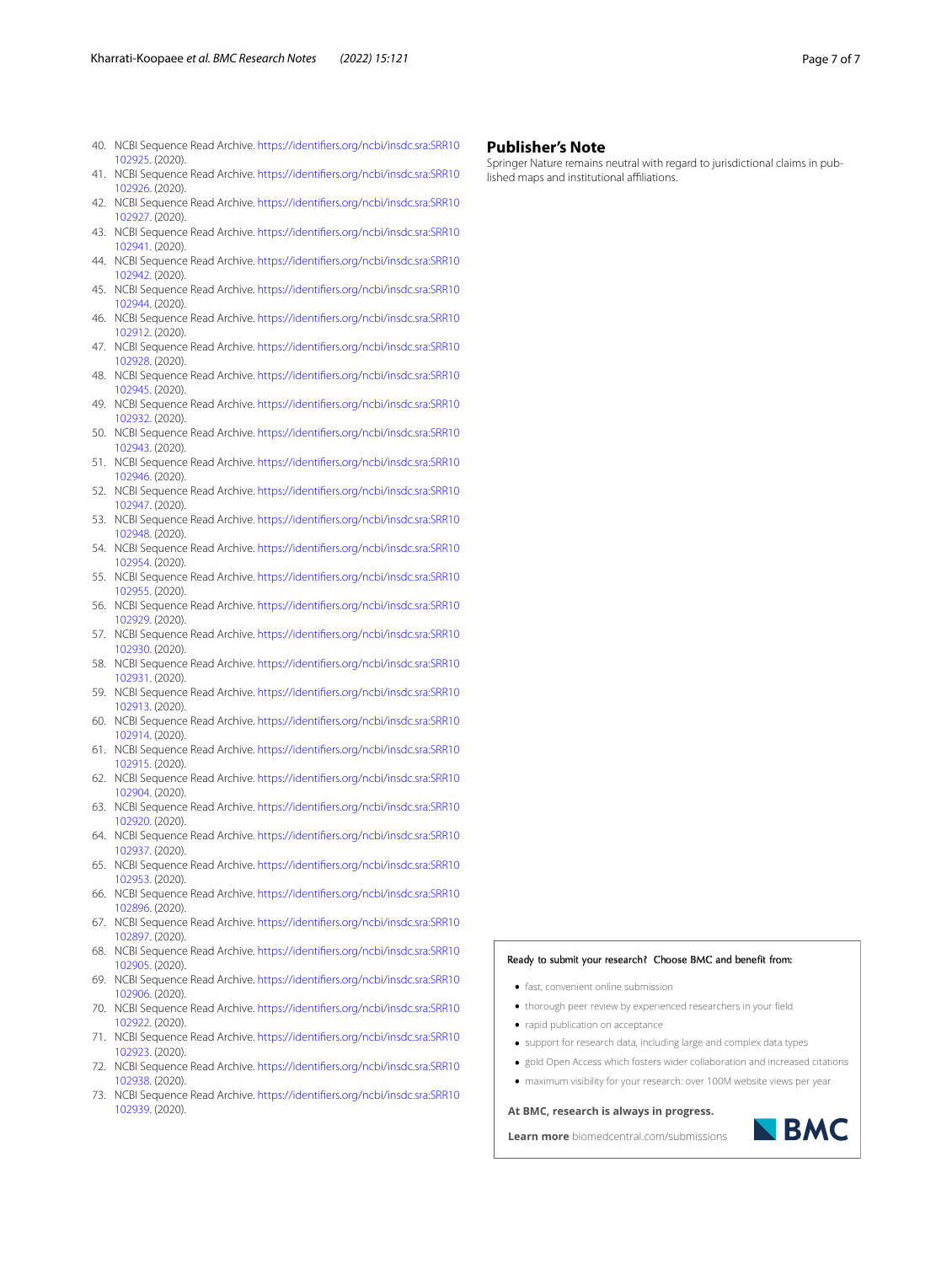40. NCBI Sequence Read Archive. https://identifiers.org/ncbi/insdc.sra:SRR10102925. (2020).
41. NCBI Sequence Read Archive. https://identifiers.org/ncbi/insdc.sra:SRR10102926. (2020).
42. NCBI Sequence Read Archive. https://identifiers.org/ncbi/insdc.sra:SRR10102927. (2020).
43. NCBI Sequence Read Archive. https://identifiers.org/ncbi/insdc.sra:SRR10102941. (2020).
44. NCBI Sequence Read Archive. https://identifiers.org/ncbi/insdc.sra:SRR10102942. (2020).
45. NCBI Sequence Read Archive. https://identifiers.org/ncbi/insdc.sra:SRR10102944. (2020).
46. NCBI Sequence Read Archive. https://identifiers.org/ncbi/insdc.sra:SRR10102912. (2020).
47. NCBI Sequence Read Archive. https://identifiers.org/ncbi/insdc.sra:SRR10102928. (2020).
48. NCBI Sequence Read Archive. https://identifiers.org/ncbi/insdc.sra:SRR10102945. (2020).
49. NCBI Sequence Read Archive. https://identifiers.org/ncbi/insdc.sra:SRR10102932. (2020).
50. NCBI Sequence Read Archive. https://identifiers.org/ncbi/insdc.sra:SRR10102943. (2020).
51. NCBI Sequence Read Archive. https://identifiers.org/ncbi/insdc.sra:SRR10102946. (2020).
52. NCBI Sequence Read Archive. https://identifiers.org/ncbi/insdc.sra:SRR10102947. (2020).
53. NCBI Sequence Read Archive. https://identifiers.org/ncbi/insdc.sra:SRR10102948. (2020).
54. NCBI Sequence Read Archive. https://identifiers.org/ncbi/insdc.sra:SRR10102954. (2020).
55. NCBI Sequence Read Archive. https://identifiers.org/ncbi/insdc.sra:SRR10102955. (2020).
56. NCBI Sequence Read Archive. https://identifiers.org/ncbi/insdc.sra:SRR10102929. (2020).
57. NCBI Sequence Read Archive. https://identifiers.org/ncbi/insdc.sra:SRR10102930. (2020).
58. NCBI Sequence Read Archive. https://identifiers.org/ncbi/insdc.sra:SRR10102931. (2020).
59. NCBI Sequence Read Archive. https://identifiers.org/ncbi/insdc.sra:SRR10102913. (2020).
60. NCBI Sequence Read Archive. https://identifiers.org/ncbi/insdc.sra:SRR10102914. (2020).
61. NCBI Sequence Read Archive. https://identifiers.org/ncbi/insdc.sra:SRR10102915. (2020).
62. NCBI Sequence Read Archive. https://identifiers.org/ncbi/insdc.sra:SRR10102904. (2020).
63. NCBI Sequence Read Archive. https://identifiers.org/ncbi/insdc.sra:SRR10102920. (2020).
64. NCBI Sequence Read Archive. https://identifiers.org/ncbi/insdc.sra:SRR10102937. (2020).
65. NCBI Sequence Read Archive. https://identifiers.org/ncbi/insdc.sra:SRR10102953. (2020).
66. NCBI Sequence Read Archive. https://identifiers.org/ncbi/insdc.sra:SRR10102896. (2020).
67. NCBI Sequence Read Archive. https://identifiers.org/ncbi/insdc.sra:SRR10102897. (2020).
68. NCBI Sequence Read Archive. https://identifiers.org/ncbi/insdc.sra:SRR10102905. (2020).
69. NCBI Sequence Read Archive. https://identifiers.org/ncbi/insdc.sra:SRR10102906. (2020).
70. NCBI Sequence Read Archive. https://identifiers.org/ncbi/insdc.sra:SRR10102922. (2020).
71. NCBI Sequence Read Archive. https://identifiers.org/ncbi/insdc.sra:SRR10102923. (2020).
72. NCBI Sequence Read Archive. https://identifiers.org/ncbi/insdc.sra:SRR10102938. (2020).
73. NCBI Sequence Read Archive. https://identifiers.org/ncbi/insdc.sra:SRR10102939. (2020).

## Publisher's Note

Springer Nature remains neutral with regard to jurisdictional claims in published maps and institutional affiliations.

Ready to submit your research? Choose BMC and benefit from:

- fast, convenient online submission
- thorough peer review by experienced researchers in your field
- rapid publication on acceptance
- support for research data, including large and complex data types
- gold Open Access which fosters wider collaboration and increased citations
- maximum visibility for your research: over 100M website views per year

**At BMC, research is always in progress.**

**Learn more** biomedcentral.com/submissions

BMC